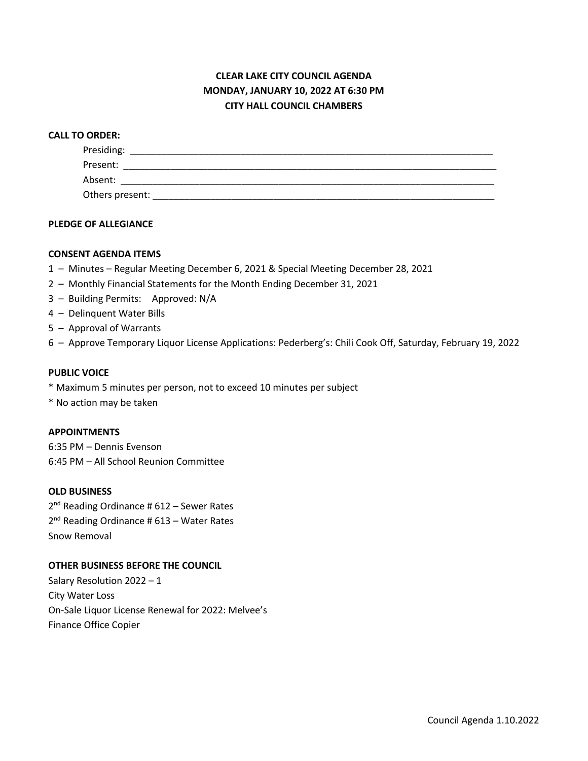# CLEAR LAKE CITY COUNCIL AGENDA
# MONDAY, JANUARY 10, 2022 AT 6:30 PM
# CITY HALL COUNCIL CHAMBERS

**CALL TO ORDER:**

Presiding: ______________________________________________________________________

Present: ________________________________________________________________________

Absent: _________________________________________________________________________

Others present: __________________________________________________________________

**PLEDGE OF ALLEGIANCE**

**CONSENT AGENDA ITEMS**

1 – Minutes – Regular Meeting December 6, 2021 & Special Meeting December 28, 2021

2 – Monthly Financial Statements for the Month Ending December 31, 2021

3 – Building Permits: Approved: N/A

4 – Delinquent Water Bills

5 – Approval of Warrants

6 – Approve Temporary Liquor License Applications: Pederberg's: Chili Cook Off, Saturday, February 19, 2022

**PUBLIC VOICE**

* Maximum 5 minutes per person, not to exceed 10 minutes per subject

* No action may be taken

**APPOINTMENTS**

6:35 PM – Dennis Evenson

6:45 PM – All School Reunion Committee

**OLD BUSINESS**

2nd Reading Ordinance # 612 – Sewer Rates

2nd Reading Ordinance # 613 – Water Rates

Snow Removal

**OTHER BUSINESS BEFORE THE COUNCIL**

Salary Resolution 2022 – 1

City Water Loss

On-Sale Liquor License Renewal for 2022: Melvee's

Finance Office Copier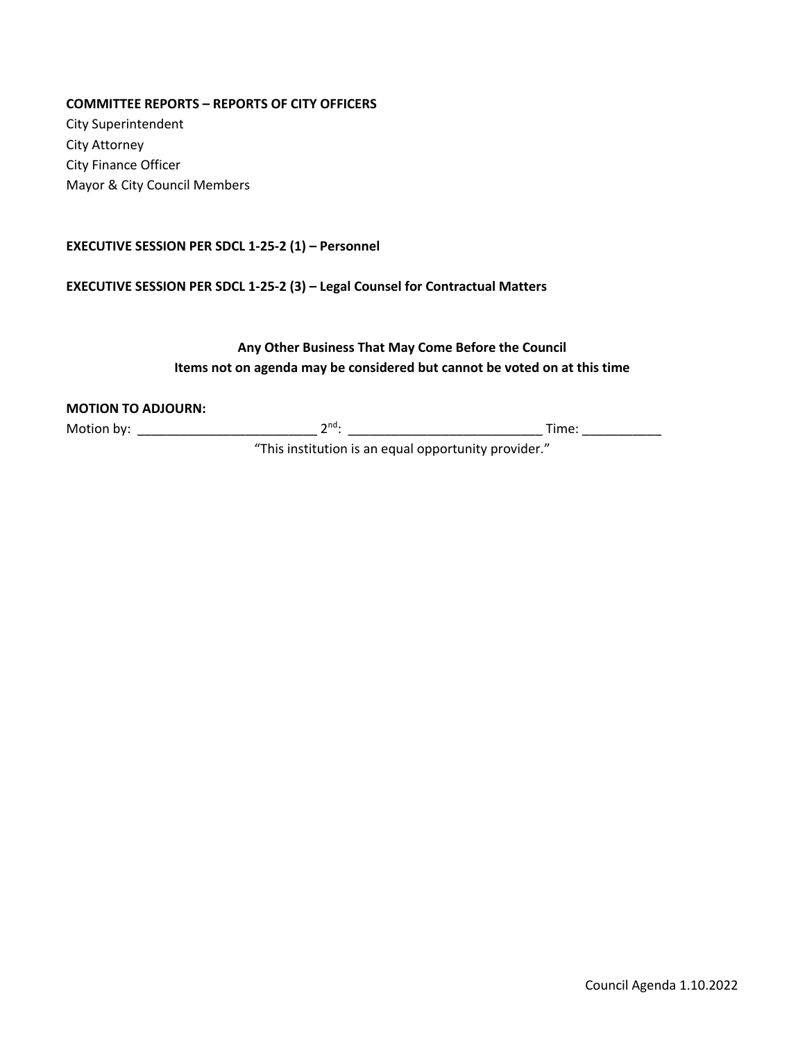**COMMITTEE REPORTS – REPORTS OF CITY OFFICERS**

City Superintendent

City Attorney

City Finance Officer

Mayor & City Council Members

**EXECUTIVE SESSION PER SDCL 1-25-2 (1) – Personnel**

**EXECUTIVE SESSION PER SDCL 1-25-2 (3) – Legal Counsel for Contractual Matters**

**Any Other Business That May Come Before the Council**

**Items not on agenda may be considered but cannot be voted on at this time**

**MOTION TO ADJOURN:**

Motion by: ________________________ 2nd: __________________________ Time: ___________

"This institution is an equal opportunity provider."